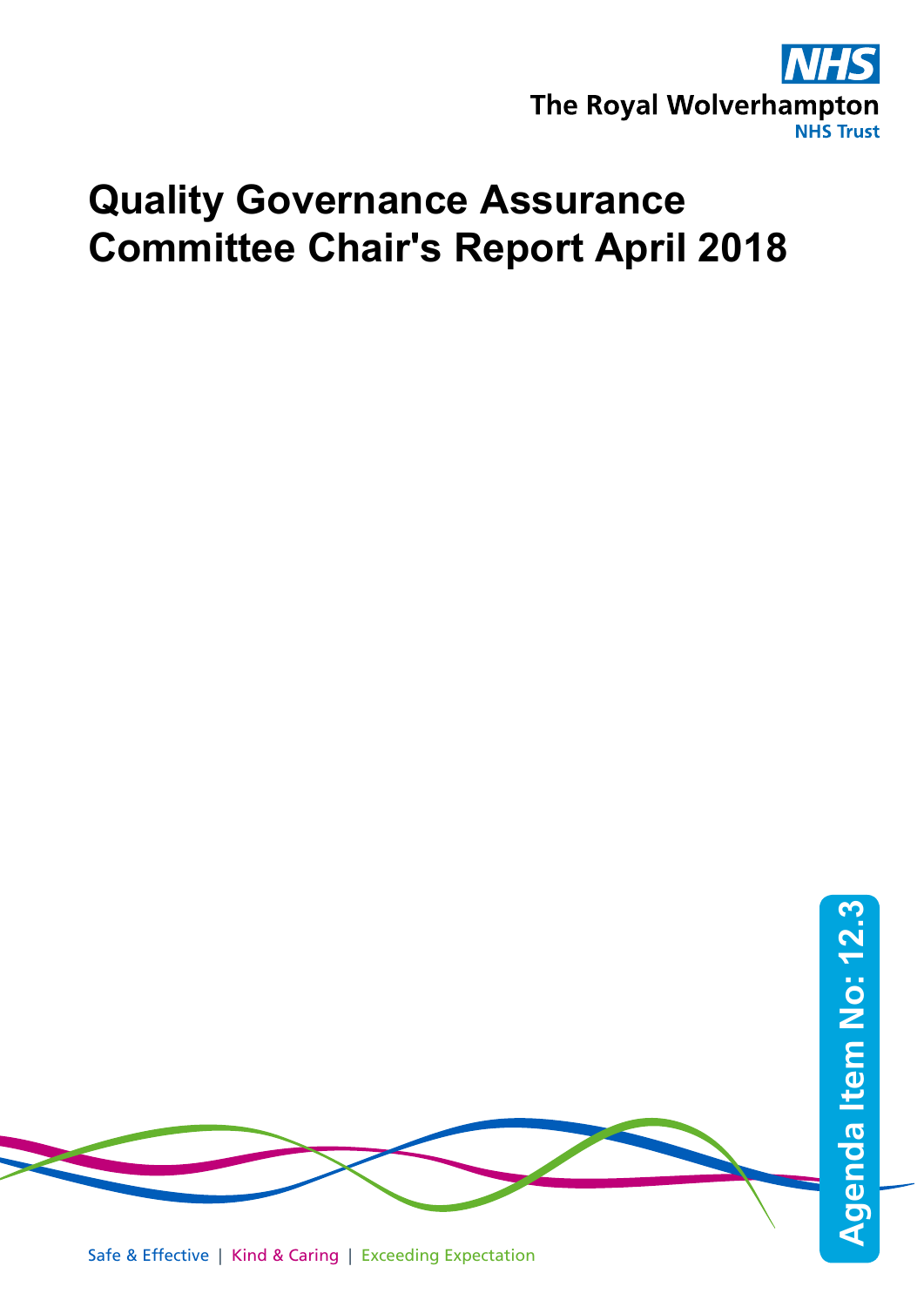The Royal Wolverhampton NHS Trust

# Quality Governance Assurance Committee Chair's Report April 2018

Agenda Item No: 12.3

Safe & Effective | Kind & Caring | Exceeding Expectation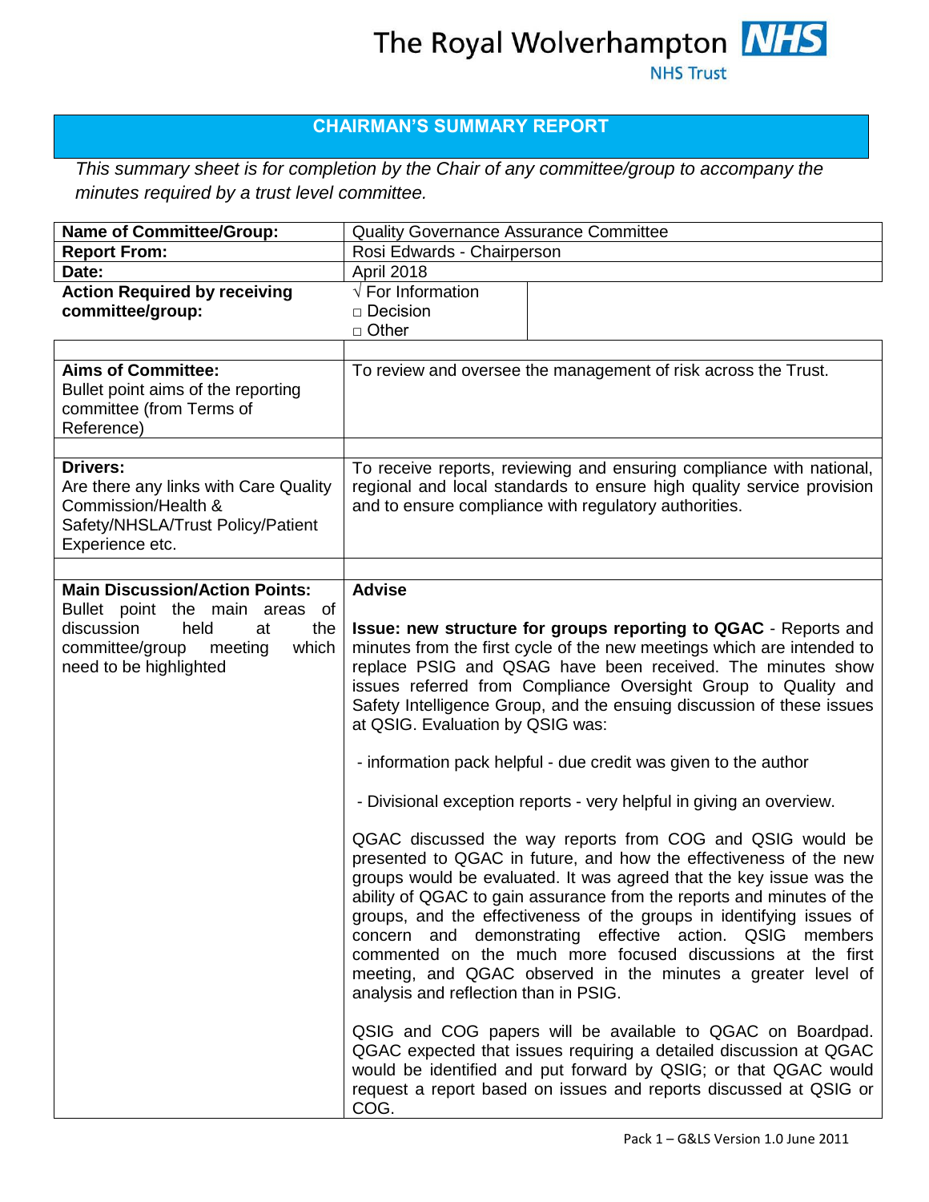The Royal Wolverhampton NHS Trust

# CHAIRMAN'S SUMMARY REPORT

*This summary sheet is for completion by the Chair of any committee/group to accompany the minutes required by a trust level committee.*

| | |
|---|---|
| **Name of Committee/Group:** | Quality Governance Assurance Committee |
| **Report From:** | Rosi Edwards - Chairperson |
| **Date:** | April 2018 |
| **Action Required by receiving committee/group:** | √ For Information<br>□ Decision<br>□ Other |
| | |
| **Aims of Committee:**<br>Bullet point aims of the reporting committee (from Terms of Reference) | To review and oversee the management of risk across the Trust. |
| | |
| **Drivers:**<br>Are there any links with Care Quality Commission/Health & Safety/NHSLA/Trust Policy/Patient Experience etc. | To receive reports, reviewing and ensuring compliance with national, regional and local standards to ensure high quality service provision and to ensure compliance with regulatory authorities. |
| | |
| **Main Discussion/Action Points:**<br>Bullet point the main areas of discussion held at the committee/group meeting which need to be highlighted | **Advise**<br><br>**Issue: new structure for groups reporting to QGAC** - Reports and minutes from the first cycle of the new meetings which are intended to replace PSIG and QSAG have been received. The minutes show issues referred from Compliance Oversight Group to Quality and Safety Intelligence Group, and the ensuing discussion of these issues at QSIG. Evaluation by QSIG was:<br><br>- information pack helpful - due credit was given to the author<br><br>- Divisional exception reports - very helpful in giving an overview.<br><br>QGAC discussed the way reports from COG and QSIG would be presented to QGAC in future, and how the effectiveness of the new groups would be evaluated. It was agreed that the key issue was the ability of QGAC to gain assurance from the reports and minutes of the groups, and the effectiveness of the groups in identifying issues of concern and demonstrating effective action. QSIG members commented on the much more focused discussions at the first meeting, and QGAC observed in the minutes a greater level of analysis and reflection than in PSIG.<br><br>QSIG and COG papers will be available to QGAC on Boardpad. QGAC expected that issues requiring a detailed discussion at QGAC would be identified and put forward by QSIG; or that QGAC would request a report based on issues and reports discussed at QSIG or COG. |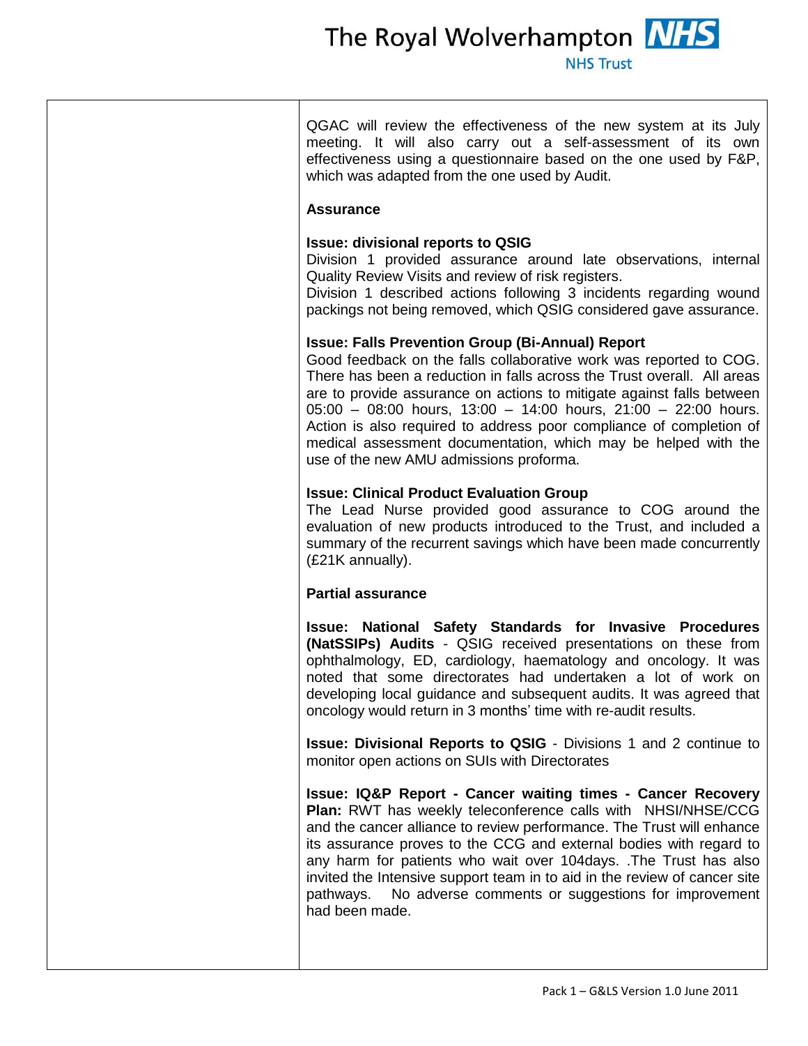QGAC will review the effectiveness of the new system at its July meeting. It will also carry out a self-assessment of its own effectiveness using a questionnaire based on the one used by F&P, which was adapted from the one used by Audit.

**Assurance**

**Issue: divisional reports to QSIG**
Division 1 provided assurance around late observations, internal Quality Review Visits and review of risk registers.
Division 1 described actions following 3 incidents regarding wound packings not being removed, which QSIG considered gave assurance.

**Issue: Falls Prevention Group (Bi-Annual) Report**
Good feedback on the falls collaborative work was reported to COG. There has been a reduction in falls across the Trust overall. All areas are to provide assurance on actions to mitigate against falls between 05:00 – 08:00 hours, 13:00 – 14:00 hours, 21:00 – 22:00 hours. Action is also required to address poor compliance of completion of medical assessment documentation, which may be helped with the use of the new AMU admissions proforma.

**Issue: Clinical Product Evaluation Group**
The Lead Nurse provided good assurance to COG around the evaluation of new products introduced to the Trust, and included a summary of the recurrent savings which have been made concurrently (£21K annually).

**Partial assurance**

**Issue: National Safety Standards for Invasive Procedures (NatSSIPs) Audits** - QSIG received presentations on these from ophthalmology, ED, cardiology, haematology and oncology. It was noted that some directorates had undertaken a lot of work on developing local guidance and subsequent audits. It was agreed that oncology would return in 3 months' time with re-audit results.

**Issue: Divisional Reports to QSIG** - Divisions 1 and 2 continue to monitor open actions on SUIs with Directorates

**Issue: IQ&P Report - Cancer waiting times - Cancer Recovery Plan:** RWT has weekly teleconference calls with NHSI/NHSE/CCG and the cancer alliance to review performance. The Trust will enhance its assurance proves to the CCG and external bodies with regard to any harm for patients who wait over 104days. .The Trust has also invited the Intensive support team in to aid in the review of cancer site pathways. No adverse comments or suggestions for improvement had been made.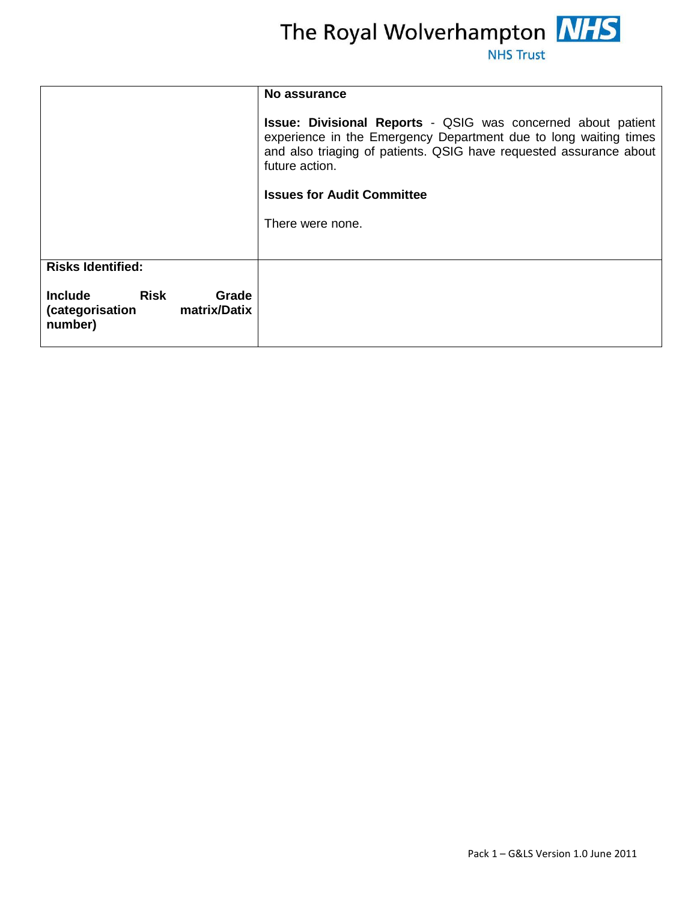| | |
|---|---|
| | **No assurance**<br><br>**Issue: Divisional Reports** - QSIG was concerned about patient experience in the Emergency Department due to long waiting times and also triaging of patients. QSIG have requested assurance about future action.<br><br>**Issues for Audit Committee**<br><br>There were none. |
| **Risks Identified:**<br><br>**Include Risk Grade (categorisation matrix/Datix number)** | |